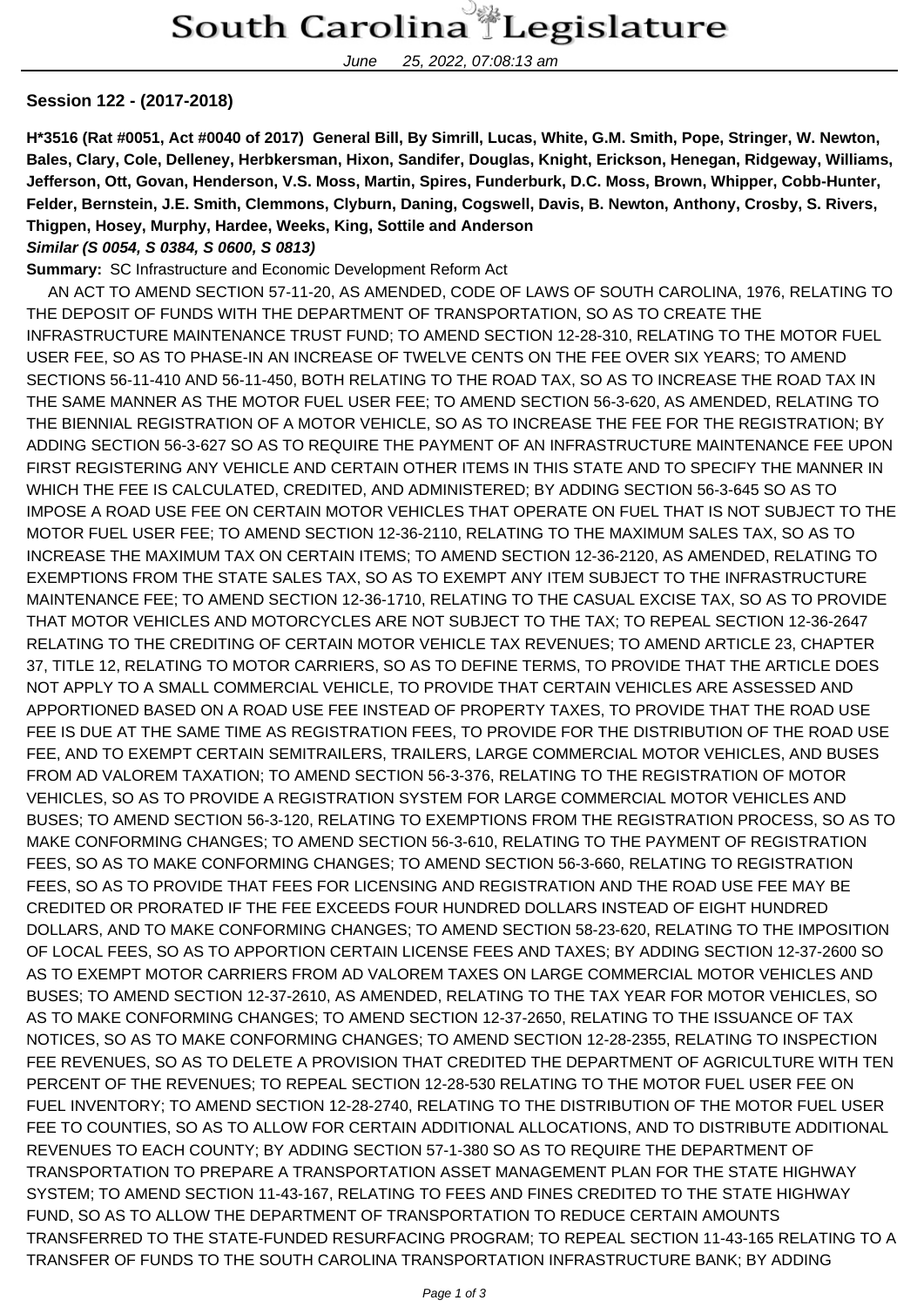# South Carolina Legislature

June 25, 2022, 07:08:13 am

**Session 122 - (2017-2018)**

**H*3516 (Rat #0051, Act #0040 of 2017) General Bill, By Simrill, Lucas, White, G.M. Smith, Pope, Stringer, W. Newton, Bales, Clary, Cole, Delleney, Herbkersman, Hixon, Sandifer, Douglas, Knight, Erickson, Henegan, Ridgeway, Williams, Jefferson, Ott, Govan, Henderson, V.S. Moss, Martin, Spires, Funderburk, D.C. Moss, Brown, Whipper, Cobb-Hunter, Felder, Bernstein, J.E. Smith, Clemmons, Clyburn, Daning, Cogswell, Davis, B. Newton, Anthony, Crosby, S. Rivers, Thigpen, Hosey, Murphy, Hardee, Weeks, King, Sottile and Anderson**

***Similar (S 0054, S 0384, S 0600, S 0813)***

**Summary:** SC Infrastructure and Economic Development Reform Act

AN ACT TO AMEND SECTION 57-11-20, AS AMENDED, CODE OF LAWS OF SOUTH CAROLINA, 1976, RELATING TO THE DEPOSIT OF FUNDS WITH THE DEPARTMENT OF TRANSPORTATION, SO AS TO CREATE THE INFRASTRUCTURE MAINTENANCE TRUST FUND; TO AMEND SECTION 12-28-310, RELATING TO THE MOTOR FUEL USER FEE, SO AS TO PHASE-IN AN INCREASE OF TWELVE CENTS ON THE FEE OVER SIX YEARS; TO AMEND SECTIONS 56-11-410 AND 56-11-450, BOTH RELATING TO THE ROAD TAX, SO AS TO INCREASE THE ROAD TAX IN THE SAME MANNER AS THE MOTOR FUEL USER FEE; TO AMEND SECTION 56-3-620, AS AMENDED, RELATING TO THE BIENNIAL REGISTRATION OF A MOTOR VEHICLE, SO AS TO INCREASE THE FEE FOR THE REGISTRATION; BY ADDING SECTION 56-3-627 SO AS TO REQUIRE THE PAYMENT OF AN INFRASTRUCTURE MAINTENANCE FEE UPON FIRST REGISTERING ANY VEHICLE AND CERTAIN OTHER ITEMS IN THIS STATE AND TO SPECIFY THE MANNER IN WHICH THE FEE IS CALCULATED, CREDITED, AND ADMINISTERED; BY ADDING SECTION 56-3-645 SO AS TO IMPOSE A ROAD USE FEE ON CERTAIN MOTOR VEHICLES THAT OPERATE ON FUEL THAT IS NOT SUBJECT TO THE MOTOR FUEL USER FEE; TO AMEND SECTION 12-36-2110, RELATING TO THE MAXIMUM SALES TAX, SO AS TO INCREASE THE MAXIMUM TAX ON CERTAIN ITEMS; TO AMEND SECTION 12-36-2120, AS AMENDED, RELATING TO EXEMPTIONS FROM THE STATE SALES TAX, SO AS TO EXEMPT ANY ITEM SUBJECT TO THE INFRASTRUCTURE MAINTENANCE FEE; TO AMEND SECTION 12-36-1710, RELATING TO THE CASUAL EXCISE TAX, SO AS TO PROVIDE THAT MOTOR VEHICLES AND MOTORCYCLES ARE NOT SUBJECT TO THE TAX; TO REPEAL SECTION 12-36-2647 RELATING TO THE CREDITING OF CERTAIN MOTOR VEHICLE TAX REVENUES; TO AMEND ARTICLE 23, CHAPTER 37, TITLE 12, RELATING TO MOTOR CARRIERS, SO AS TO DEFINE TERMS, TO PROVIDE THAT THE ARTICLE DOES NOT APPLY TO A SMALL COMMERCIAL VEHICLE, TO PROVIDE THAT CERTAIN VEHICLES ARE ASSESSED AND APPORTIONED BASED ON A ROAD USE FEE INSTEAD OF PROPERTY TAXES, TO PROVIDE THAT THE ROAD USE FEE IS DUE AT THE SAME TIME AS REGISTRATION FEES, TO PROVIDE FOR THE DISTRIBUTION OF THE ROAD USE FEE, AND TO EXEMPT CERTAIN SEMITRAILERS, TRAILERS, LARGE COMMERCIAL MOTOR VEHICLES, AND BUSES FROM AD VALOREM TAXATION; TO AMEND SECTION 56-3-376, RELATING TO THE REGISTRATION OF MOTOR VEHICLES, SO AS TO PROVIDE A REGISTRATION SYSTEM FOR LARGE COMMERCIAL MOTOR VEHICLES AND BUSES; TO AMEND SECTION 56-3-120, RELATING TO EXEMPTIONS FROM THE REGISTRATION PROCESS, SO AS TO MAKE CONFORMING CHANGES; TO AMEND SECTION 56-3-610, RELATING TO THE PAYMENT OF REGISTRATION FEES, SO AS TO MAKE CONFORMING CHANGES; TO AMEND SECTION 56-3-660, RELATING TO REGISTRATION FEES, SO AS TO PROVIDE THAT FEES FOR LICENSING AND REGISTRATION AND THE ROAD USE FEE MAY BE CREDITED OR PRORATED IF THE FEE EXCEEDS FOUR HUNDRED DOLLARS INSTEAD OF EIGHT HUNDRED DOLLARS, AND TO MAKE CONFORMING CHANGES; TO AMEND SECTION 58-23-620, RELATING TO THE IMPOSITION OF LOCAL FEES, SO AS TO APPORTION CERTAIN LICENSE FEES AND TAXES; BY ADDING SECTION 12-37-2600 SO AS TO EXEMPT MOTOR CARRIERS FROM AD VALOREM TAXES ON LARGE COMMERCIAL MOTOR VEHICLES AND BUSES; TO AMEND SECTION 12-37-2610, AS AMENDED, RELATING TO THE TAX YEAR FOR MOTOR VEHICLES, SO AS TO MAKE CONFORMING CHANGES; TO AMEND SECTION 12-37-2650, RELATING TO THE ISSUANCE OF TAX NOTICES, SO AS TO MAKE CONFORMING CHANGES; TO AMEND SECTION 12-28-2355, RELATING TO INSPECTION FEE REVENUES, SO AS TO DELETE A PROVISION THAT CREDITED THE DEPARTMENT OF AGRICULTURE WITH TEN PERCENT OF THE REVENUES; TO REPEAL SECTION 12-28-530 RELATING TO THE MOTOR FUEL USER FEE ON FUEL INVENTORY; TO AMEND SECTION 12-28-2740, RELATING TO THE DISTRIBUTION OF THE MOTOR FUEL USER FEE TO COUNTIES, SO AS TO ALLOW FOR CERTAIN ADDITIONAL ALLOCATIONS, AND TO DISTRIBUTE ADDITIONAL REVENUES TO EACH COUNTY; BY ADDING SECTION 57-1-380 SO AS TO REQUIRE THE DEPARTMENT OF TRANSPORTATION TO PREPARE A TRANSPORTATION ASSET MANAGEMENT PLAN FOR THE STATE HIGHWAY SYSTEM; TO AMEND SECTION 11-43-167, RELATING TO FEES AND FINES CREDITED TO THE STATE HIGHWAY FUND, SO AS TO ALLOW THE DEPARTMENT OF TRANSPORTATION TO REDUCE CERTAIN AMOUNTS TRANSFERRED TO THE STATE-FUNDED RESURFACING PROGRAM; TO REPEAL SECTION 11-43-165 RELATING TO A TRANSFER OF FUNDS TO THE SOUTH CAROLINA TRANSPORTATION INFRASTRUCTURE BANK; BY ADDING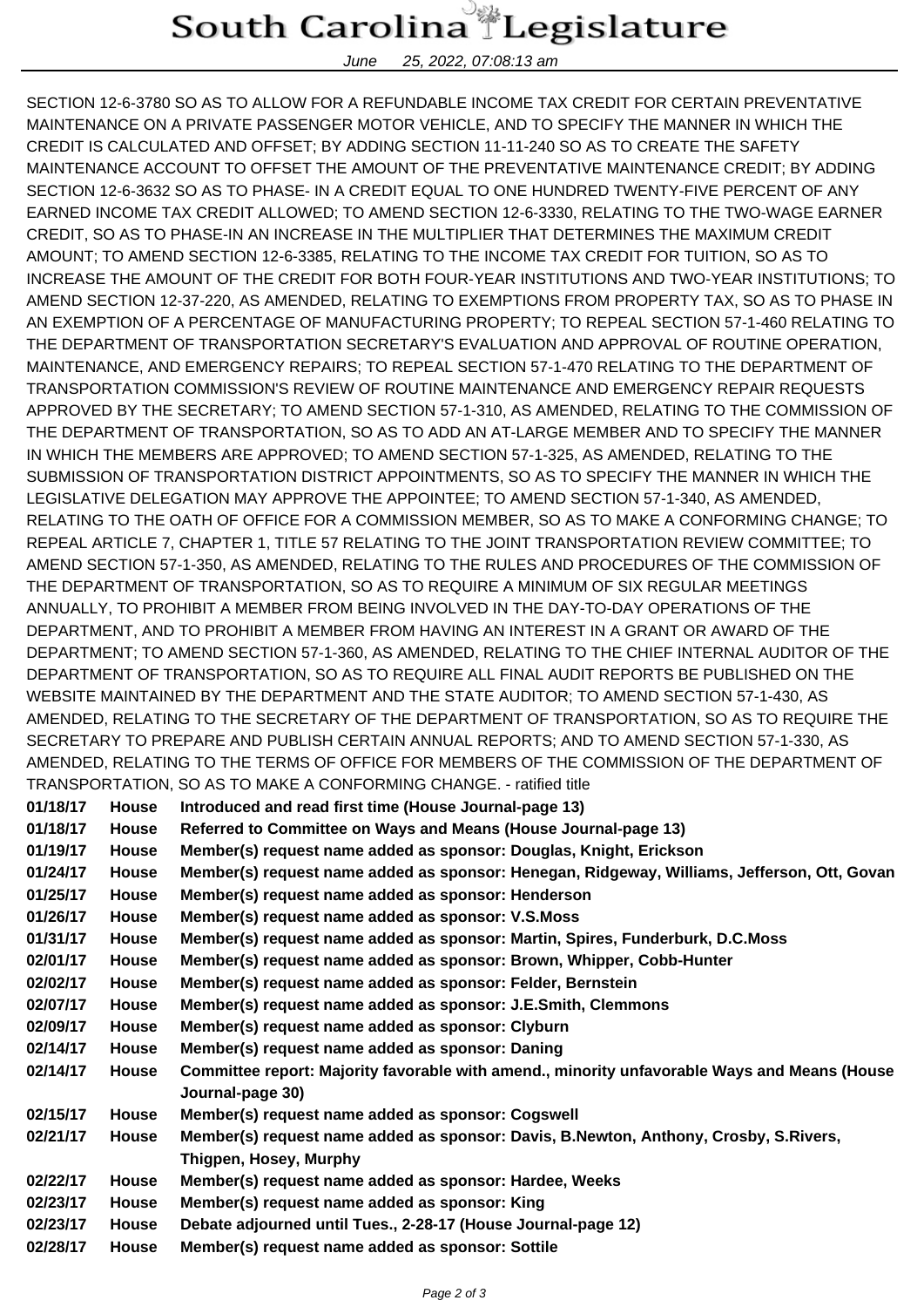SECTION 12-6-3780 SO AS TO ALLOW FOR A REFUNDABLE INCOME TAX CREDIT FOR CERTAIN PREVENTATIVE MAINTENANCE ON A PRIVATE PASSENGER MOTOR VEHICLE, AND TO SPECIFY THE MANNER IN WHICH THE CREDIT IS CALCULATED AND OFFSET; BY ADDING SECTION 11-11-240 SO AS TO CREATE THE SAFETY MAINTENANCE ACCOUNT TO OFFSET THE AMOUNT OF THE PREVENTATIVE MAINTENANCE CREDIT; BY ADDING SECTION 12-6-3632 SO AS TO PHASE- IN A CREDIT EQUAL TO ONE HUNDRED TWENTY-FIVE PERCENT OF ANY EARNED INCOME TAX CREDIT ALLOWED; TO AMEND SECTION 12-6-3330, RELATING TO THE TWO-WAGE EARNER CREDIT, SO AS TO PHASE-IN AN INCREASE IN THE MULTIPLIER THAT DETERMINES THE MAXIMUM CREDIT AMOUNT; TO AMEND SECTION 12-6-3385, RELATING TO THE INCOME TAX CREDIT FOR TUITION, SO AS TO INCREASE THE AMOUNT OF THE CREDIT FOR BOTH FOUR-YEAR INSTITUTIONS AND TWO-YEAR INSTITUTIONS; TO AMEND SECTION 12-37-220, AS AMENDED, RELATING TO EXEMPTIONS FROM PROPERTY TAX, SO AS TO PHASE IN AN EXEMPTION OF A PERCENTAGE OF MANUFACTURING PROPERTY; TO REPEAL SECTION 57-1-460 RELATING TO THE DEPARTMENT OF TRANSPORTATION SECRETARY'S EVALUATION AND APPROVAL OF ROUTINE OPERATION, MAINTENANCE, AND EMERGENCY REPAIRS; TO REPEAL SECTION 57-1-470 RELATING TO THE DEPARTMENT OF TRANSPORTATION COMMISSION'S REVIEW OF ROUTINE MAINTENANCE AND EMERGENCY REPAIR REQUESTS APPROVED BY THE SECRETARY; TO AMEND SECTION 57-1-310, AS AMENDED, RELATING TO THE COMMISSION OF THE DEPARTMENT OF TRANSPORTATION, SO AS TO ADD AN AT-LARGE MEMBER AND TO SPECIFY THE MANNER IN WHICH THE MEMBERS ARE APPROVED; TO AMEND SECTION 57-1-325, AS AMENDED, RELATING TO THE SUBMISSION OF TRANSPORTATION DISTRICT APPOINTMENTS, SO AS TO SPECIFY THE MANNER IN WHICH THE LEGISLATIVE DELEGATION MAY APPROVE THE APPOINTEE; TO AMEND SECTION 57-1-340, AS AMENDED, RELATING TO THE OATH OF OFFICE FOR A COMMISSION MEMBER, SO AS TO MAKE A CONFORMING CHANGE; TO REPEAL ARTICLE 7, CHAPTER 1, TITLE 57 RELATING TO THE JOINT TRANSPORTATION REVIEW COMMITTEE; TO AMEND SECTION 57-1-350, AS AMENDED, RELATING TO THE RULES AND PROCEDURES OF THE COMMISSION OF THE DEPARTMENT OF TRANSPORTATION, SO AS TO REQUIRE A MINIMUM OF SIX REGULAR MEETINGS ANNUALLY, TO PROHIBIT A MEMBER FROM BEING INVOLVED IN THE DAY-TO-DAY OPERATIONS OF THE DEPARTMENT, AND TO PROHIBIT A MEMBER FROM HAVING AN INTEREST IN A GRANT OR AWARD OF THE DEPARTMENT; TO AMEND SECTION 57-1-360, AS AMENDED, RELATING TO THE CHIEF INTERNAL AUDITOR OF THE DEPARTMENT OF TRANSPORTATION, SO AS TO REQUIRE ALL FINAL AUDIT REPORTS BE PUBLISHED ON THE WEBSITE MAINTAINED BY THE DEPARTMENT AND THE STATE AUDITOR; TO AMEND SECTION 57-1-430, AS AMENDED, RELATING TO THE SECRETARY OF THE DEPARTMENT OF TRANSPORTATION, SO AS TO REQUIRE THE SECRETARY TO PREPARE AND PUBLISH CERTAIN ANNUAL REPORTS; AND TO AMEND SECTION 57-1-330, AS AMENDED, RELATING TO THE TERMS OF OFFICE FOR MEMBERS OF THE COMMISSION OF THE DEPARTMENT OF TRANSPORTATION, SO AS TO MAKE A CONFORMING CHANGE. - ratified title

| | | |
|---|---|---|
| **01/18/17** | **House** | **Introduced and read first time (House Journal-page 13)** |
| **01/18/17** | **House** | **Referred to Committee on Ways and Means (House Journal-page 13)** |
| **01/19/17** | **House** | **Member(s) request name added as sponsor: Douglas, Knight, Erickson** |
| **01/24/17** | **House** | **Member(s) request name added as sponsor: Henegan, Ridgeway, Williams, Jefferson, Ott, Govan** |
| **01/25/17** | **House** | **Member(s) request name added as sponsor: Henderson** |
| **01/26/17** | **House** | **Member(s) request name added as sponsor: V.S.Moss** |
| **01/31/17** | **House** | **Member(s) request name added as sponsor: Martin, Spires, Funderburk, D.C.Moss** |
| **02/01/17** | **House** | **Member(s) request name added as sponsor: Brown, Whipper, Cobb-Hunter** |
| **02/02/17** | **House** | **Member(s) request name added as sponsor: Felder, Bernstein** |
| **02/07/17** | **House** | **Member(s) request name added as sponsor: J.E.Smith, Clemmons** |
| **02/09/17** | **House** | **Member(s) request name added as sponsor: Clyburn** |
| **02/14/17** | **House** | **Member(s) request name added as sponsor: Daning** |
| **02/14/17** | **House** | **Committee report: Majority favorable with amend., minority unfavorable Ways and Means (House Journal-page 30)** |
| **02/15/17** | **House** | **Member(s) request name added as sponsor: Cogswell** |
| **02/21/17** | **House** | **Member(s) request name added as sponsor: Davis, B.Newton, Anthony, Crosby, S.Rivers, Thigpen, Hosey, Murphy** |
| **02/22/17** | **House** | **Member(s) request name added as sponsor: Hardee, Weeks** |
| **02/23/17** | **House** | **Member(s) request name added as sponsor: King** |
| **02/23/17** | **House** | **Debate adjourned until Tues., 2-28-17 (House Journal-page 12)** |
| **02/28/17** | **House** | **Member(s) request name added as sponsor: Sottile** |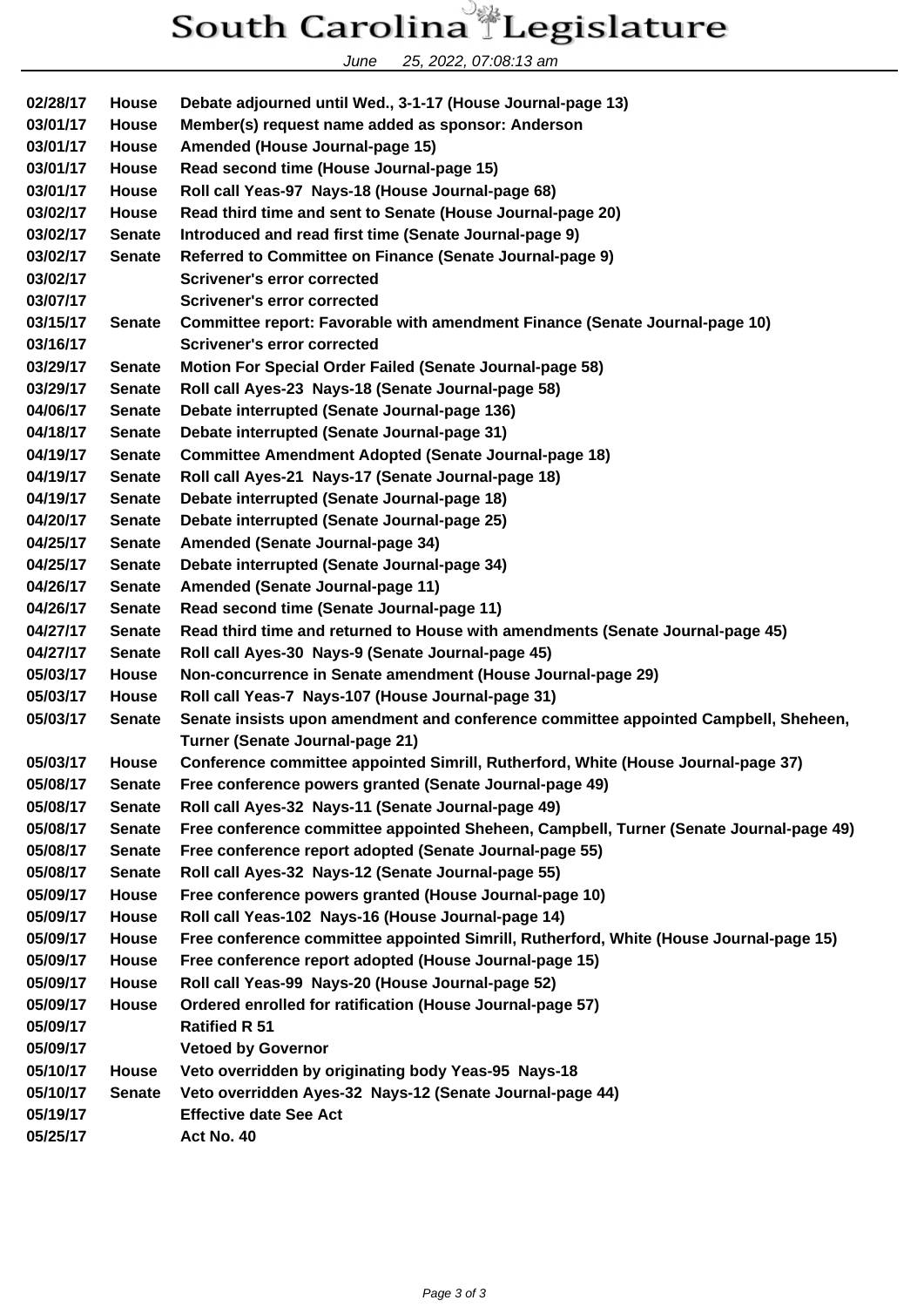| | | |
|---|---|---|
| 02/28/17 | House | Debate adjourned until Wed., 3-1-17 (House Journal-page 13) |
| 03/01/17 | House | Member(s) request name added as sponsor: Anderson |
| 03/01/17 | House | Amended (House Journal-page 15) |
| 03/01/17 | House | Read second time (House Journal-page 15) |
| 03/01/17 | House | Roll call Yeas-97 Nays-18 (House Journal-page 68) |
| 03/02/17 | House | Read third time and sent to Senate (House Journal-page 20) |
| 03/02/17 | Senate | Introduced and read first time (Senate Journal-page 9) |
| 03/02/17 | Senate | Referred to Committee on Finance (Senate Journal-page 9) |
| 03/02/17 | | Scrivener's error corrected |
| 03/07/17 | | Scrivener's error corrected |
| 03/15/17 | Senate | Committee report: Favorable with amendment Finance (Senate Journal-page 10) |
| 03/16/17 | | Scrivener's error corrected |
| 03/29/17 | Senate | Motion For Special Order Failed (Senate Journal-page 58) |
| 03/29/17 | Senate | Roll call Ayes-23 Nays-18 (Senate Journal-page 58) |
| 04/06/17 | Senate | Debate interrupted (Senate Journal-page 136) |
| 04/18/17 | Senate | Debate interrupted (Senate Journal-page 31) |
| 04/19/17 | Senate | Committee Amendment Adopted (Senate Journal-page 18) |
| 04/19/17 | Senate | Roll call Ayes-21 Nays-17 (Senate Journal-page 18) |
| 04/19/17 | Senate | Debate interrupted (Senate Journal-page 18) |
| 04/20/17 | Senate | Debate interrupted (Senate Journal-page 25) |
| 04/25/17 | Senate | Amended (Senate Journal-page 34) |
| 04/25/17 | Senate | Debate interrupted (Senate Journal-page 34) |
| 04/26/17 | Senate | Amended (Senate Journal-page 11) |
| 04/26/17 | Senate | Read second time (Senate Journal-page 11) |
| 04/27/17 | Senate | Read third time and returned to House with amendments (Senate Journal-page 45) |
| 04/27/17 | Senate | Roll call Ayes-30 Nays-9 (Senate Journal-page 45) |
| 05/03/17 | House | Non-concurrence in Senate amendment (House Journal-page 29) |
| 05/03/17 | House | Roll call Yeas-7 Nays-107 (House Journal-page 31) |
| 05/03/17 | Senate | Senate insists upon amendment and conference committee appointed Campbell, Sheheen, Turner (Senate Journal-page 21) |
| 05/03/17 | House | Conference committee appointed Simrill, Rutherford, White (House Journal-page 37) |
| 05/08/17 | Senate | Free conference powers granted (Senate Journal-page 49) |
| 05/08/17 | Senate | Roll call Ayes-32 Nays-11 (Senate Journal-page 49) |
| 05/08/17 | Senate | Free conference committee appointed Sheheen, Campbell, Turner (Senate Journal-page 49) |
| 05/08/17 | Senate | Free conference report adopted (Senate Journal-page 55) |
| 05/08/17 | Senate | Roll call Ayes-32 Nays-12 (Senate Journal-page 55) |
| 05/09/17 | House | Free conference powers granted (House Journal-page 10) |
| 05/09/17 | House | Roll call Yeas-102 Nays-16 (House Journal-page 14) |
| 05/09/17 | House | Free conference committee appointed Simrill, Rutherford, White (House Journal-page 15) |
| 05/09/17 | House | Free conference report adopted (House Journal-page 15) |
| 05/09/17 | House | Roll call Yeas-99 Nays-20 (House Journal-page 52) |
| 05/09/17 | House | Ordered enrolled for ratification (House Journal-page 57) |
| 05/09/17 | | Ratified R 51 |
| 05/09/17 | | Vetoed by Governor |
| 05/10/17 | House | Veto overridden by originating body Yeas-95 Nays-18 |
| 05/10/17 | Senate | Veto overridden Ayes-32 Nays-12 (Senate Journal-page 44) |
| 05/19/17 | | Effective date See Act |
| 05/25/17 | | Act No. 40 |